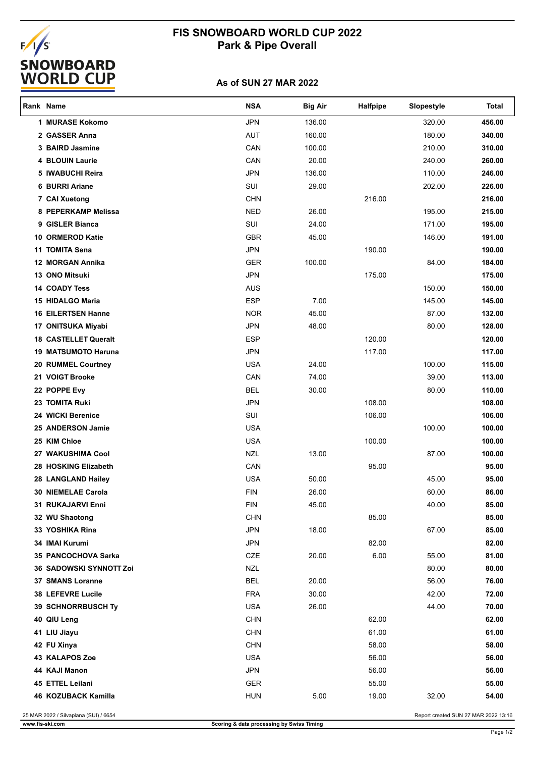# FIS SNOWBOARD WORLD CUP 2022
## Park & Pipe Overall

### As of SUN 27 MAR 2022

| Rank | Name | NSA | Big Air | Halfpipe | Slopestyle | Total |
|---|---|---|---|---|---|---|
| 1 | MURASE Kokomo | JPN | 136.00 | | 320.00 | 456.00 |
| 2 | GASSER Anna | AUT | 160.00 | | 180.00 | 340.00 |
| 3 | BAIRD Jasmine | CAN | 100.00 | | 210.00 | 310.00 |
| 4 | BLOUIN Laurie | CAN | 20.00 | | 240.00 | 260.00 |
| 5 | IWABUCHI Reira | JPN | 136.00 | | 110.00 | 246.00 |
| 6 | BURRI Ariane | SUI | 29.00 | | 202.00 | 226.00 |
| 7 | CAI Xuetong | CHN | | 216.00 | | 216.00 |
| 8 | PEPERKAMP Melissa | NED | 26.00 | | 195.00 | 215.00 |
| 9 | GISLER Bianca | SUI | 24.00 | | 171.00 | 195.00 |
| 10 | ORMEROD Katie | GBR | 45.00 | | 146.00 | 191.00 |
| 11 | TOMITA Sena | JPN | | 190.00 | | 190.00 |
| 12 | MORGAN Annika | GER | 100.00 | | 84.00 | 184.00 |
| 13 | ONO Mitsuki | JPN | | 175.00 | | 175.00 |
| 14 | COADY Tess | AUS | | | 150.00 | 150.00 |
| 15 | HIDALGO Maria | ESP | 7.00 | | 145.00 | 145.00 |
| 16 | EILERTSEN Hanne | NOR | 45.00 | | 87.00 | 132.00 |
| 17 | ONITSUKA Miyabi | JPN | 48.00 | | 80.00 | 128.00 |
| 18 | CASTELLET Queralt | ESP | | 120.00 | | 120.00 |
| 19 | MATSUMOTO Haruna | JPN | | 117.00 | | 117.00 |
| 20 | RUMMEL Courtney | USA | 24.00 | | 100.00 | 115.00 |
| 21 | VOIGT Brooke | CAN | 74.00 | | 39.00 | 113.00 |
| 22 | POPPE Evy | BEL | 30.00 | | 80.00 | 110.00 |
| 23 | TOMITA Ruki | JPN | | 108.00 | | 108.00 |
| 24 | WICKI Berenice | SUI | | 106.00 | | 106.00 |
| 25 | ANDERSON Jamie | USA | | | 100.00 | 100.00 |
| 25 | KIM Chloe | USA | | 100.00 | | 100.00 |
| 27 | WAKUSHIMA Cool | NZL | 13.00 | | 87.00 | 100.00 |
| 28 | HOSKING Elizabeth | CAN | | 95.00 | | 95.00 |
| 28 | LANGLAND Hailey | USA | 50.00 | | 45.00 | 95.00 |
| 30 | NIEMELAE Carola | FIN | 26.00 | | 60.00 | 86.00 |
| 31 | RUKAJARVI Enni | FIN | 45.00 | | 40.00 | 85.00 |
| 32 | WU Shaotong | CHN | | 85.00 | | 85.00 |
| 33 | YOSHIKA Rina | JPN | 18.00 | | 67.00 | 85.00 |
| 34 | IMAI Kurumi | JPN | | 82.00 | | 82.00 |
| 35 | PANCOCHOVA Sarka | CZE | 20.00 | 6.00 | 55.00 | 81.00 |
| 36 | SADOWSKI SYNNOTT Zoi | NZL | | | 80.00 | 80.00 |
| 37 | SMANS Loranne | BEL | 20.00 | | 56.00 | 76.00 |
| 38 | LEFEVRE Lucile | FRA | 30.00 | | 42.00 | 72.00 |
| 39 | SCHNORRBUSCH Ty | USA | 26.00 | | 44.00 | 70.00 |
| 40 | QIU Leng | CHN | | 62.00 | | 62.00 |
| 41 | LIU Jiayu | CHN | | 61.00 | | 61.00 |
| 42 | FU Xinya | CHN | | 58.00 | | 58.00 |
| 43 | KALAPOS Zoe | USA | | 56.00 | | 56.00 |
| 44 | KAJI Manon | JPN | | 56.00 | | 56.00 |
| 45 | ETTEL Leilani | GER | | 55.00 | | 55.00 |
| 46 | KOZUBACK Kamilla | HUN | 5.00 | 19.00 | 32.00 | 54.00 |

25 MAR 2022 / Silvaplana (SUI) / 6654

Report created SUN 27 MAR 2022 13:16

www.fis-ski.com

Scoring & data processing by Swiss Timing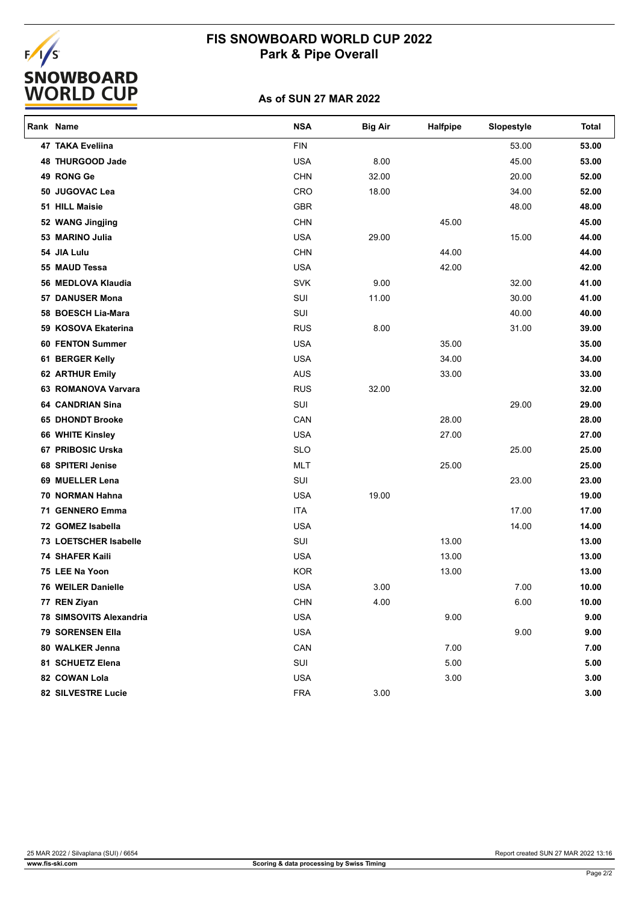# FIS SNOWBOARD WORLD CUP 2022
## Park & Pipe Overall

### As of SUN 27 MAR 2022

| Rank | Name | NSA | Big Air | Halfpipe | Slopestyle | Total |
|---|---|---|---|---|---|---|
| 47 | **TAKA Eveliina** | FIN | | | 53.00 | **53.00** |
| 48 | **THURGOOD Jade** | USA | 8.00 | | 45.00 | **53.00** |
| 49 | **RONG Ge** | CHN | 32.00 | | 20.00 | **52.00** |
| 50 | **JUGOVAC Lea** | CRO | 18.00 | | 34.00 | **52.00** |
| 51 | **HILL Maisie** | GBR | | | 48.00 | **48.00** |
| 52 | **WANG Jingjing** | CHN | | 45.00 | | **45.00** |
| 53 | **MARINO Julia** | USA | 29.00 | | 15.00 | **44.00** |
| 54 | **JIA Lulu** | CHN | | 44.00 | | **44.00** |
| 55 | **MAUD Tessa** | USA | | 42.00 | | **42.00** |
| 56 | **MEDLOVA Klaudia** | SVK | 9.00 | | 32.00 | **41.00** |
| 57 | **DANUSER Mona** | SUI | 11.00 | | 30.00 | **41.00** |
| 58 | **BOESCH Lia-Mara** | SUI | | | 40.00 | **40.00** |
| 59 | **KOSOVA Ekaterina** | RUS | 8.00 | | 31.00 | **39.00** |
| 60 | **FENTON Summer** | USA | | 35.00 | | **35.00** |
| 61 | **BERGER Kelly** | USA | | 34.00 | | **34.00** |
| 62 | **ARTHUR Emily** | AUS | | 33.00 | | **33.00** |
| 63 | **ROMANOVA Varvara** | RUS | 32.00 | | | **32.00** |
| 64 | **CANDRIAN Sina** | SUI | | | 29.00 | **29.00** |
| 65 | **DHONDT Brooke** | CAN | | 28.00 | | **28.00** |
| 66 | **WHITE Kinsley** | USA | | 27.00 | | **27.00** |
| 67 | **PRIBOSIC Urska** | SLO | | | 25.00 | **25.00** |
| 68 | **SPITERI Jenise** | MLT | | 25.00 | | **25.00** |
| 69 | **MUELLER Lena** | SUI | | | 23.00 | **23.00** |
| 70 | **NORMAN Hahna** | USA | 19.00 | | | **19.00** |
| 71 | **GENNERO Emma** | ITA | | | 17.00 | **17.00** |
| 72 | **GOMEZ Isabella** | USA | | | 14.00 | **14.00** |
| 73 | **LOETSCHER Isabelle** | SUI | | 13.00 | | **13.00** |
| 74 | **SHAFER Kaili** | USA | | 13.00 | | **13.00** |
| 75 | **LEE Na Yoon** | KOR | | 13.00 | | **13.00** |
| 76 | **WEILER Danielle** | USA | 3.00 | | 7.00 | **10.00** |
| 77 | **REN Ziyan** | CHN | 4.00 | | 6.00 | **10.00** |
| 78 | **SIMSOVITS Alexandria** | USA | | 9.00 | | **9.00** |
| 79 | **SORENSEN Ella** | USA | | | 9.00 | **9.00** |
| 80 | **WALKER Jenna** | CAN | | 7.00 | | **7.00** |
| 81 | **SCHUETZ Elena** | SUI | | 5.00 | | **5.00** |
| 82 | **COWAN Lola** | USA | | 3.00 | | **3.00** |
| 82 | **SILVESTRE Lucie** | FRA | 3.00 | | | **3.00** |

25 MAR 2022 / Silvaplana (SUI) / 6654

Report created SUN 27 MAR 2022 13:16

www.fis-ski.com

Scoring & data processing by Swiss Timing